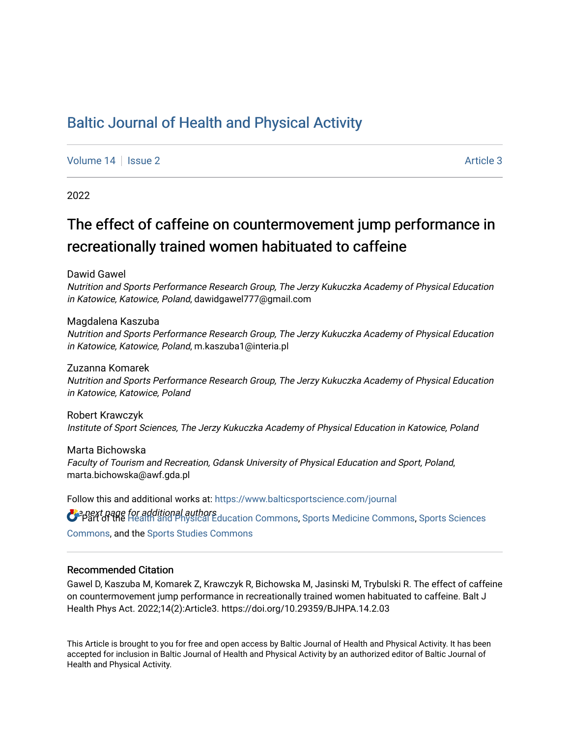# Baltic Journal of Health and Physical Activity

Volume 14 | Issue 2 | Article 3

2022

## The effect of caffeine on countermovement jump performance in recreationally trained women habituated to caffeine

Dawid Gawel
*Nutrition and Sports Performance Research Group, The Jerzy Kukuczka Academy of Physical Education in Katowice, Katowice, Poland*, dawidgawel777@gmail.com

Magdalena Kaszuba
*Nutrition and Sports Performance Research Group, The Jerzy Kukuczka Academy of Physical Education in Katowice, Katowice, Poland*, m.kaszuba1@interia.pl

Zuzanna Komarek
*Nutrition and Sports Performance Research Group, The Jerzy Kukuczka Academy of Physical Education in Katowice, Katowice, Poland*

Robert Krawczyk
*Institute of Sport Sciences, The Jerzy Kukuczka Academy of Physical Education in Katowice, Poland*

Marta Bichowska
*Faculty of Tourism and Recreation, Gdansk University of Physical Education and Sport, Poland*, marta.bichowska@awf.gda.pl

Follow this and additional works at: https://www.balticsportscience.com/journal

*See next page for additional authors*

Part of the Health and Physical Education Commons, Sports Medicine Commons, Sports Sciences Commons, and the Sports Studies Commons

### Recommended Citation

Gawel D, Kaszuba M, Komarek Z, Krawczyk R, Bichowska M, Jasinski M, Trybulski R. The effect of caffeine on countermovement jump performance in recreationally trained women habituated to caffeine. Balt J Health Phys Act. 2022;14(2):Article3. https://doi.org/10.29359/BJHPA.14.2.03

This Article is brought to you for free and open access by Baltic Journal of Health and Physical Activity. It has been accepted for inclusion in Baltic Journal of Health and Physical Activity by an authorized editor of Baltic Journal of Health and Physical Activity.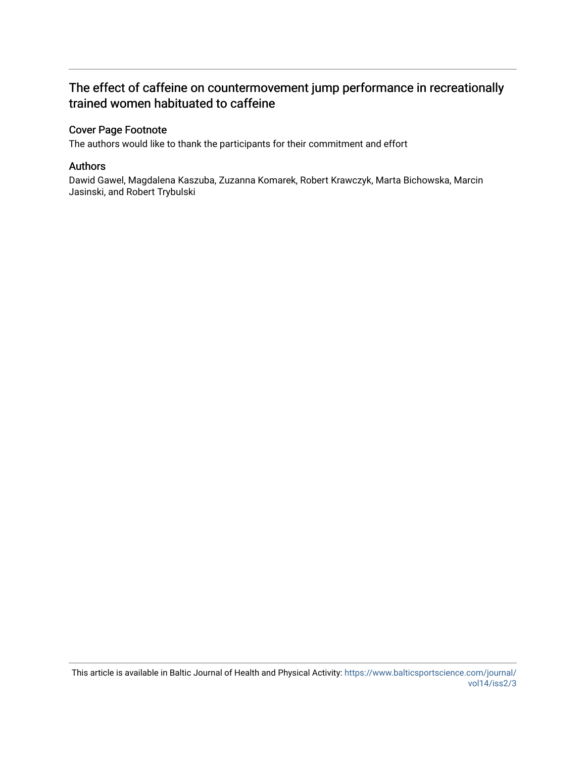# The effect of caffeine on countermovement jump performance in recreationally trained women habituated to caffeine

## Cover Page Footnote

The authors would like to thank the participants for their commitment and effort

## Authors

Dawid Gawel, Magdalena Kaszuba, Zuzanna Komarek, Robert Krawczyk, Marta Bichowska, Marcin Jasinski, and Robert Trybulski

This article is available in Baltic Journal of Health and Physical Activity: https://www.balticsportscience.com/journal/vol14/iss2/3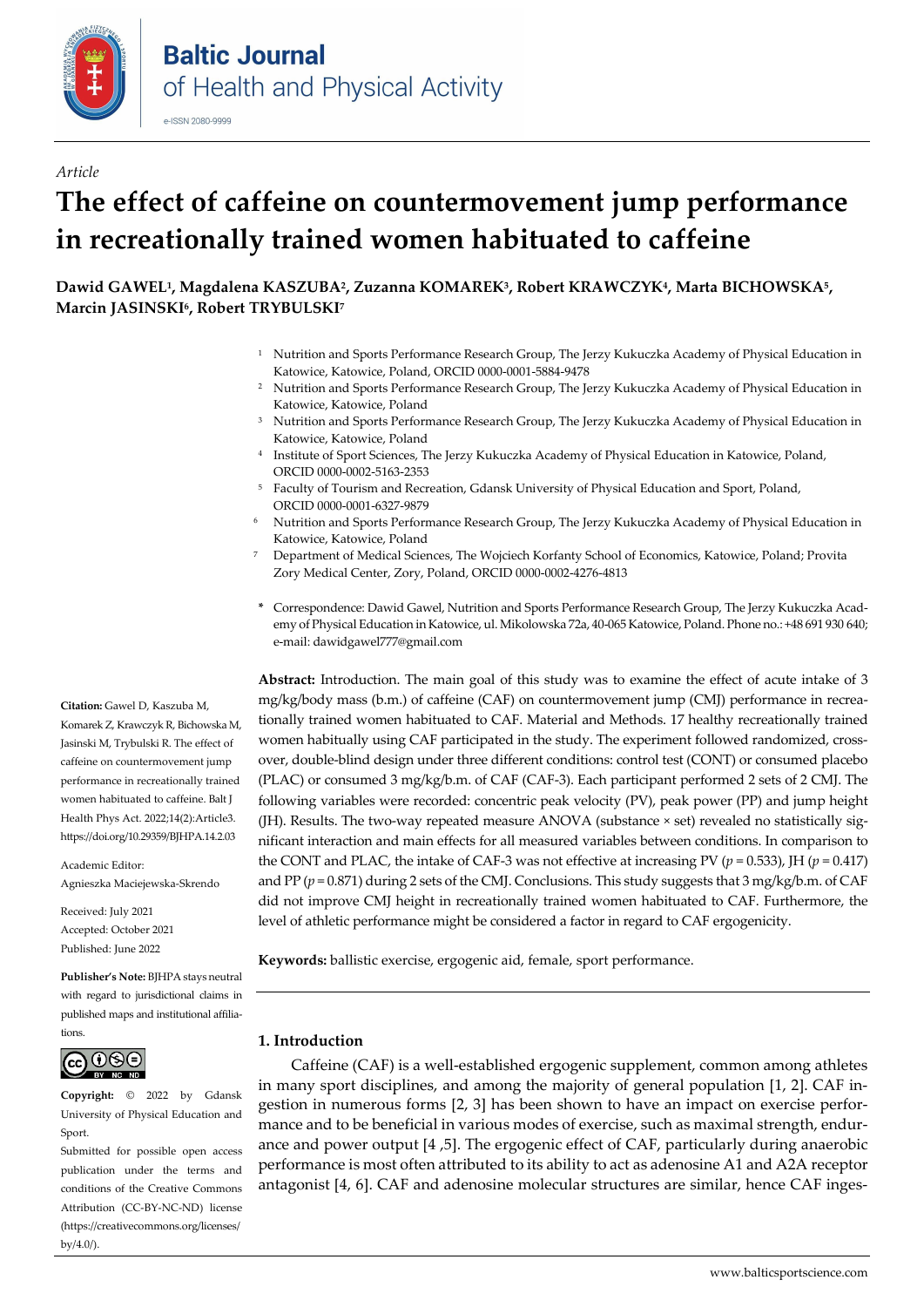*Article*

# The effect of caffeine on countermovement jump performance in recreationally trained women habituated to caffeine

**Dawid GAWEL[1], Magdalena KASZUBA[2], Zuzanna KOMAREK[3], Robert KRAWCZYK[4], Marta BICHOWSKA[5], Marcin JASINSKI[6], Robert TRYBULSKI[7]**

1 Nutrition and Sports Performance Research Group, The Jerzy Kukuczka Academy of Physical Education in Katowice, Katowice, Poland, ORCID 0000-0001-5884-9478
2 Nutrition and Sports Performance Research Group, The Jerzy Kukuczka Academy of Physical Education in Katowice, Katowice, Poland
3 Nutrition and Sports Performance Research Group, The Jerzy Kukuczka Academy of Physical Education in Katowice, Katowice, Poland
4 Institute of Sport Sciences, The Jerzy Kukuczka Academy of Physical Education in Katowice, Poland, ORCID 0000-0002-5163-2353
5 Faculty of Tourism and Recreation, Gdansk University of Physical Education and Sport, Poland, ORCID 0000-0001-6327-9879
6 Nutrition and Sports Performance Research Group, The Jerzy Kukuczka Academy of Physical Education in Katowice, Katowice, Poland
7 Department of Medical Sciences, The Wojciech Korfanty School of Economics, Katowice, Poland; Provita Zory Medical Center, Zory, Poland, ORCID 0000-0002-4276-4813

\* Correspondence: Dawid Gawel, Nutrition and Sports Performance Research Group, The Jerzy Kukuczka Academy of Physical Education in Katowice, ul. Mikolowska 72a, 40-065 Katowice, Poland. Phone no.: +48 691 930 640; e-mail: dawidgawel777@gmail.com

**Citation:** Gawel D, Kaszuba M, Komarek Z, Krawczyk R, Bichowska M, Jasinski M, Trybulski R. The effect of caffeine on countermovement jump performance in recreationally trained women habituated to caffeine. Balt J Health Phys Act. 2022;14(2):Article3. https://doi.org/10.29359/BJHPA.14.2.03

Academic Editor: Agnieszka Maciejewska-Skrendo

Received: July 2021
Accepted: October 2021
Published: June 2022

**Publisher's Note:** BJHPA stays neutral with regard to jurisdictional claims in published maps and institutional affiliations.

**Copyright:** © 2022 by Gdansk University of Physical Education and Sport.
Submitted for possible open access publication under the terms and conditions of the Creative Commons Attribution (CC-BY-NC-ND) license (https://creativecommons.org/licenses/by/4.0/).

**Abstract:** Introduction. The main goal of this study was to examine the effect of acute intake of 3 mg/kg/body mass (b.m.) of caffeine (CAF) on countermovement jump (CMJ) performance in recreationally trained women habituated to CAF. Material and Methods. 17 healthy recreationally trained women habitually using CAF participated in the study. The experiment followed randomized, cross-over, double-blind design under three different conditions: control test (CONT) or consumed placebo (PLAC) or consumed 3 mg/kg/b.m. of CAF (CAF-3). Each participant performed 2 sets of 2 CMJ. The following variables were recorded: concentric peak velocity (PV), peak power (PP) and jump height (JH). Results. The two-way repeated measure ANOVA (substance × set) revealed no statistically significant interaction and main effects for all measured variables between conditions. In comparison to the CONT and PLAC, the intake of CAF-3 was not effective at increasing PV ($p = 0.533$), JH ($p = 0.417$) and PP ($p = 0.871$) during 2 sets of the CMJ. Conclusions. This study suggests that 3 mg/kg/b.m. of CAF did not improve CMJ height in recreationally trained women habituated to CAF. Furthermore, the level of athletic performance might be considered a factor in regard to CAF ergogenicity.

**Keywords:** ballistic exercise, ergogenic aid, female, sport performance.

## 1. Introduction

Caffeine (CAF) is a well-established ergogenic supplement, common among athletes in many sport disciplines, and among the majority of general population [1, 2]. CAF ingestion in numerous forms [2, 3] has been shown to have an impact on exercise performance and to be beneficial in various modes of exercise, such as maximal strength, endurance and power output [4 ,5]. The ergogenic effect of CAF, particularly during anaerobic performance is most often attributed to its ability to act as adenosine A1 and A2A receptor antagonist [4, 6]. CAF and adenosine molecular structures are similar, hence CAF inges-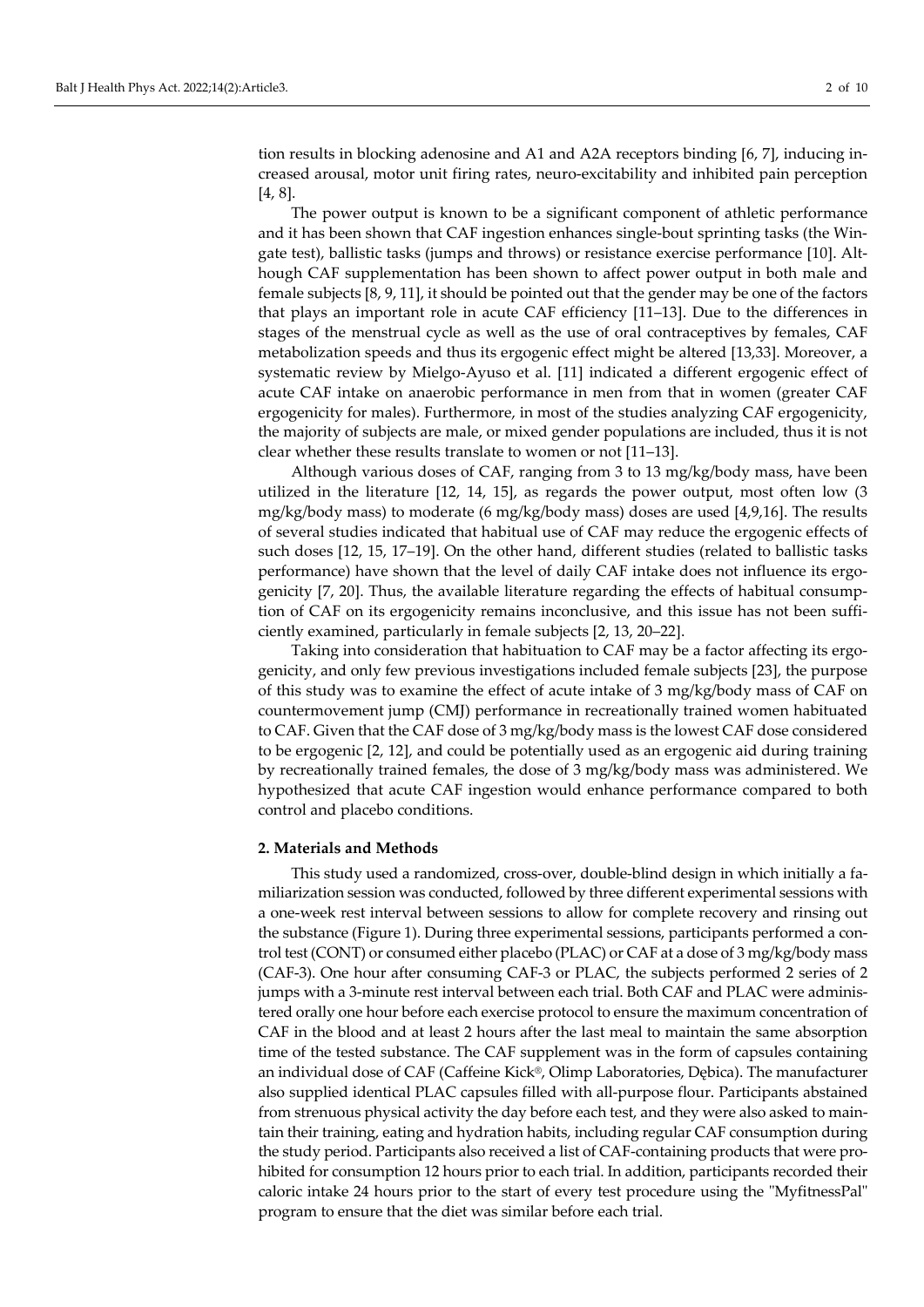tion results in blocking adenosine and A1 and A2A receptors binding [6, 7], inducing increased arousal, motor unit firing rates, neuro-excitability and inhibited pain perception [4, 8].

The power output is known to be a significant component of athletic performance and it has been shown that CAF ingestion enhances single-bout sprinting tasks (the Wingate test), ballistic tasks (jumps and throws) or resistance exercise performance [10]. Although CAF supplementation has been shown to affect power output in both male and female subjects [8, 9, 11], it should be pointed out that the gender may be one of the factors that plays an important role in acute CAF efficiency [11–13]. Due to the differences in stages of the menstrual cycle as well as the use of oral contraceptives by females, CAF metabolization speeds and thus its ergogenic effect might be altered [13,33]. Moreover, a systematic review by Mielgo-Ayuso et al. [11] indicated a different ergogenic effect of acute CAF intake on anaerobic performance in men from that in women (greater CAF ergogenicity for males). Furthermore, in most of the studies analyzing CAF ergogenicity, the majority of subjects are male, or mixed gender populations are included, thus it is not clear whether these results translate to women or not [11–13].

Although various doses of CAF, ranging from 3 to 13 mg/kg/body mass, have been utilized in the literature [12, 14, 15], as regards the power output, most often low (3 mg/kg/body mass) to moderate (6 mg/kg/body mass) doses are used [4,9,16]. The results of several studies indicated that habitual use of CAF may reduce the ergogenic effects of such doses [12, 15, 17–19]. On the other hand, different studies (related to ballistic tasks performance) have shown that the level of daily CAF intake does not influence its ergogenicity [7, 20]. Thus, the available literature regarding the effects of habitual consumption of CAF on its ergogenicity remains inconclusive, and this issue has not been sufficiently examined, particularly in female subjects [2, 13, 20–22].

Taking into consideration that habituation to CAF may be a factor affecting its ergogenicity, and only few previous investigations included female subjects [23], the purpose of this study was to examine the effect of acute intake of 3 mg/kg/body mass of CAF on countermovement jump (CMJ) performance in recreationally trained women habituated to CAF. Given that the CAF dose of 3 mg/kg/body mass is the lowest CAF dose considered to be ergogenic [2, 12], and could be potentially used as an ergogenic aid during training by recreationally trained females, the dose of 3 mg/kg/body mass was administered. We hypothesized that acute CAF ingestion would enhance performance compared to both control and placebo conditions.

## 2. Materials and Methods

This study used a randomized, cross-over, double-blind design in which initially a familiarization session was conducted, followed by three different experimental sessions with a one-week rest interval between sessions to allow for complete recovery and rinsing out the substance (Figure 1). During three experimental sessions, participants performed a control test (CONT) or consumed either placebo (PLAC) or CAF at a dose of 3 mg/kg/body mass (CAF-3). One hour after consuming CAF-3 or PLAC, the subjects performed 2 series of 2 jumps with a 3-minute rest interval between each trial. Both CAF and PLAC were administered orally one hour before each exercise protocol to ensure the maximum concentration of CAF in the blood and at least 2 hours after the last meal to maintain the same absorption time of the tested substance. The CAF supplement was in the form of capsules containing an individual dose of CAF (Caffeine Kick®, Olimp Laboratories, Dębica). The manufacturer also supplied identical PLAC capsules filled with all-purpose flour. Participants abstained from strenuous physical activity the day before each test, and they were also asked to maintain their training, eating and hydration habits, including regular CAF consumption during the study period. Participants also received a list of CAF-containing products that were prohibited for consumption 12 hours prior to each trial. In addition, participants recorded their caloric intake 24 hours prior to the start of every test procedure using the "MyfitnessPal" program to ensure that the diet was similar before each trial.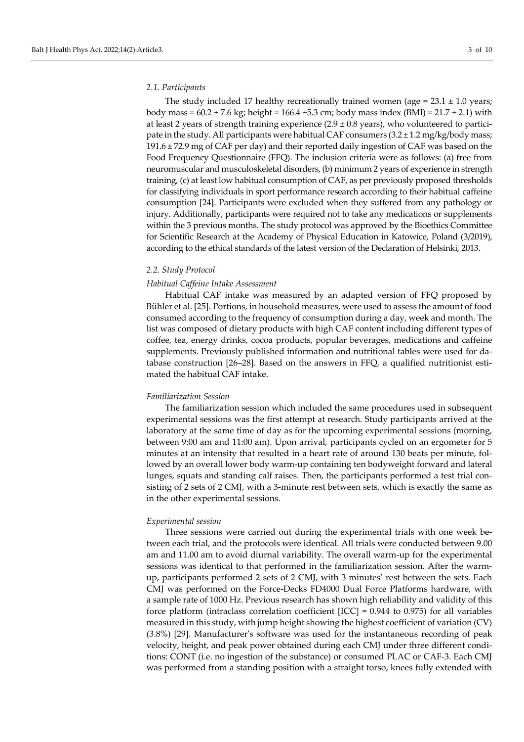### *2.1. Participants*

The study included 17 healthy recreationally trained women (age = 23.1 ± 1.0 years; body mass = 60.2 ± 7.6 kg; height = 166.4 ±5.3 cm; body mass index (BMI) = 21.7 ± 2.1) with at least 2 years of strength training experience (2.9 ± 0.8 years), who volunteered to participate in the study. All participants were habitual CAF consumers (3.2 ± 1.2 mg/kg/body mass; 191.6 ± 72.9 mg of CAF per day) and their reported daily ingestion of CAF was based on the Food Frequency Questionnaire (FFQ). The inclusion criteria were as follows: (a) free from neuromuscular and musculoskeletal disorders, (b) minimum 2 years of experience in strength training, (c) at least low habitual consumption of CAF, as per previously proposed thresholds for classifying individuals in sport performance research according to their habitual caffeine consumption [24]. Participants were excluded when they suffered from any pathology or injury. Additionally, participants were required not to take any medications or supplements within the 3 previous months. The study protocol was approved by the Bioethics Committee for Scientific Research at the Academy of Physical Education in Katowice, Poland (3/2019), according to the ethical standards of the latest version of the Declaration of Helsinki, 2013.

### *2.2. Study Protocol*

#### *Habitual Caffeine Intake Assessment*

Habitual CAF intake was measured by an adapted version of FFQ proposed by Bühler et al. [25]. Portions, in household measures, were used to assess the amount of food consumed according to the frequency of consumption during a day, week and month. The list was composed of dietary products with high CAF content including different types of coffee, tea, energy drinks, cocoa products, popular beverages, medications and caffeine supplements. Previously published information and nutritional tables were used for database construction [26–28]. Based on the answers in FFQ, a qualified nutritionist estimated the habitual CAF intake.

#### *Familiarization Session*

The familiarization session which included the same procedures used in subsequent experimental sessions was the first attempt at research. Study participants arrived at the laboratory at the same time of day as for the upcoming experimental sessions (morning, between 9:00 am and 11:00 am). Upon arrival, participants cycled on an ergometer for 5 minutes at an intensity that resulted in a heart rate of around 130 beats per minute, followed by an overall lower body warm-up containing ten bodyweight forward and lateral lunges, squats and standing calf raises. Then, the participants performed a test trial consisting of 2 sets of 2 CMJ, with a 3-minute rest between sets, which is exactly the same as in the other experimental sessions.

#### *Experimental session*

Three sessions were carried out during the experimental trials with one week between each trial, and the protocols were identical. All trials were conducted between 9.00 am and 11.00 am to avoid diurnal variability. The overall warm-up for the experimental sessions was identical to that performed in the familiarization session. After the warm-up, participants performed 2 sets of 2 CMJ, with 3 minutes' rest between the sets. Each CMJ was performed on the Force-Decks FD4000 Dual Force Platforms hardware, with a sample rate of 1000 Hz. Previous research has shown high reliability and validity of this force platform (intraclass correlation coefficient [ICC] = 0.944 to 0.975) for all variables measured in this study, with jump height showing the highest coefficient of variation (CV) (3.8%) [29]. Manufacturer's software was used for the instantaneous recording of peak velocity, height, and peak power obtained during each CMJ under three different conditions: CONT (i.e. no ingestion of the substance) or consumed PLAC or CAF-3. Each CMJ was performed from a standing position with a straight torso, knees fully extended with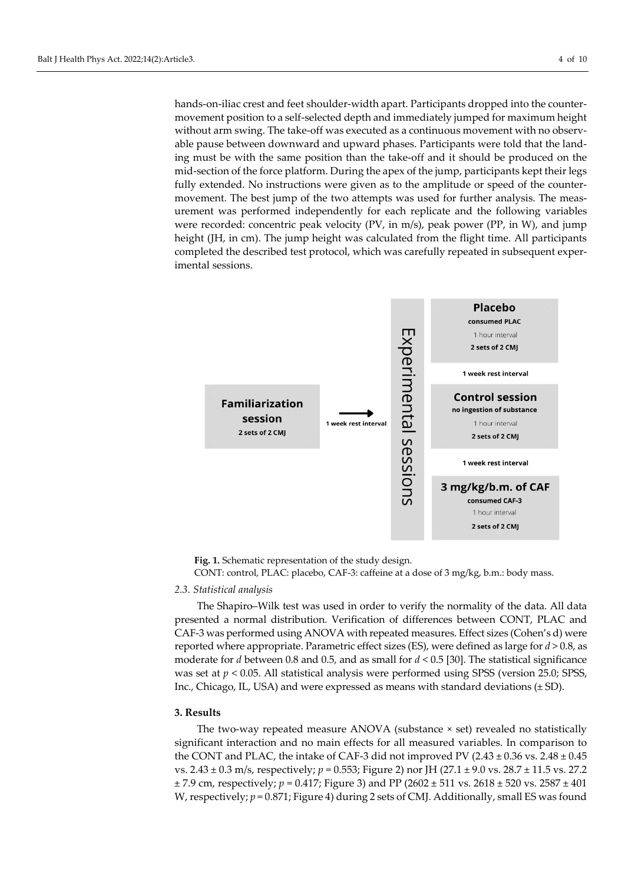hands-on-iliac crest and feet shoulder-width apart. Participants dropped into the counter-movement position to a self-selected depth and immediately jumped for maximum height without arm swing. The take-off was executed as a continuous movement with no observable pause between downward and upward phases. Participants were told that the landing must be with the same position than the take-off and it should be produced on the mid-section of the force platform. During the apex of the jump, participants kept their legs fully extended. No instructions were given as to the amplitude or speed of the counter-movement. The best jump of the two attempts was used for further analysis. The measurement was performed independently for each replicate and the following variables were recorded: concentric peak velocity (PV, in m/s), peak power (PP, in W), and jump height (JH, in cm). The jump height was calculated from the flight time. All participants completed the described test protocol, which was carefully repeated in subsequent experimental sessions.

**Fig. 1.** Schematic representation of the study design.
CONT: control, PLAC: placebo, CAF-3: caffeine at a dose of 3 mg/kg, b.m.: body mass.

### *2.3. Statistical analysis*

The Shapiro–Wilk test was used in order to verify the normality of the data. All data presented a normal distribution. Verification of differences between CONT, PLAC and CAF-3 was performed using ANOVA with repeated measures. Effect sizes (Cohen's d) were reported where appropriate. Parametric effect sizes (ES), were defined as large for $d > 0.8$, as moderate for $d$ between 0.8 and 0.5, and as small for $d < 0.5$ [30]. The statistical significance was set at $p < 0.05$. All statistical analysis were performed using SPSS (version 25.0; SPSS, Inc., Chicago, IL, USA) and were expressed as means with standard deviations (± SD).

## 3. Results

The two-way repeated measure ANOVA (substance × set) revealed no statistically significant interaction and no main effects for all measured variables. In comparison to the CONT and PLAC, the intake of CAF-3 did not improved PV (2.43 ± 0.36 vs. 2.48 ± 0.45 vs. 2.43 ± 0.3 m/s, respectively; $p = 0.553$; Figure 2) nor JH (27.1 ± 9.0 vs. 28.7 ± 11.5 vs. 27.2 ± 7.9 cm, respectively; $p = 0.417$; Figure 3) and PP (2602 ± 511 vs. 2618 ± 520 vs. 2587 ± 401 W, respectively; $p = 0.871$; Figure 4) during 2 sets of CMJ. Additionally, small ES was found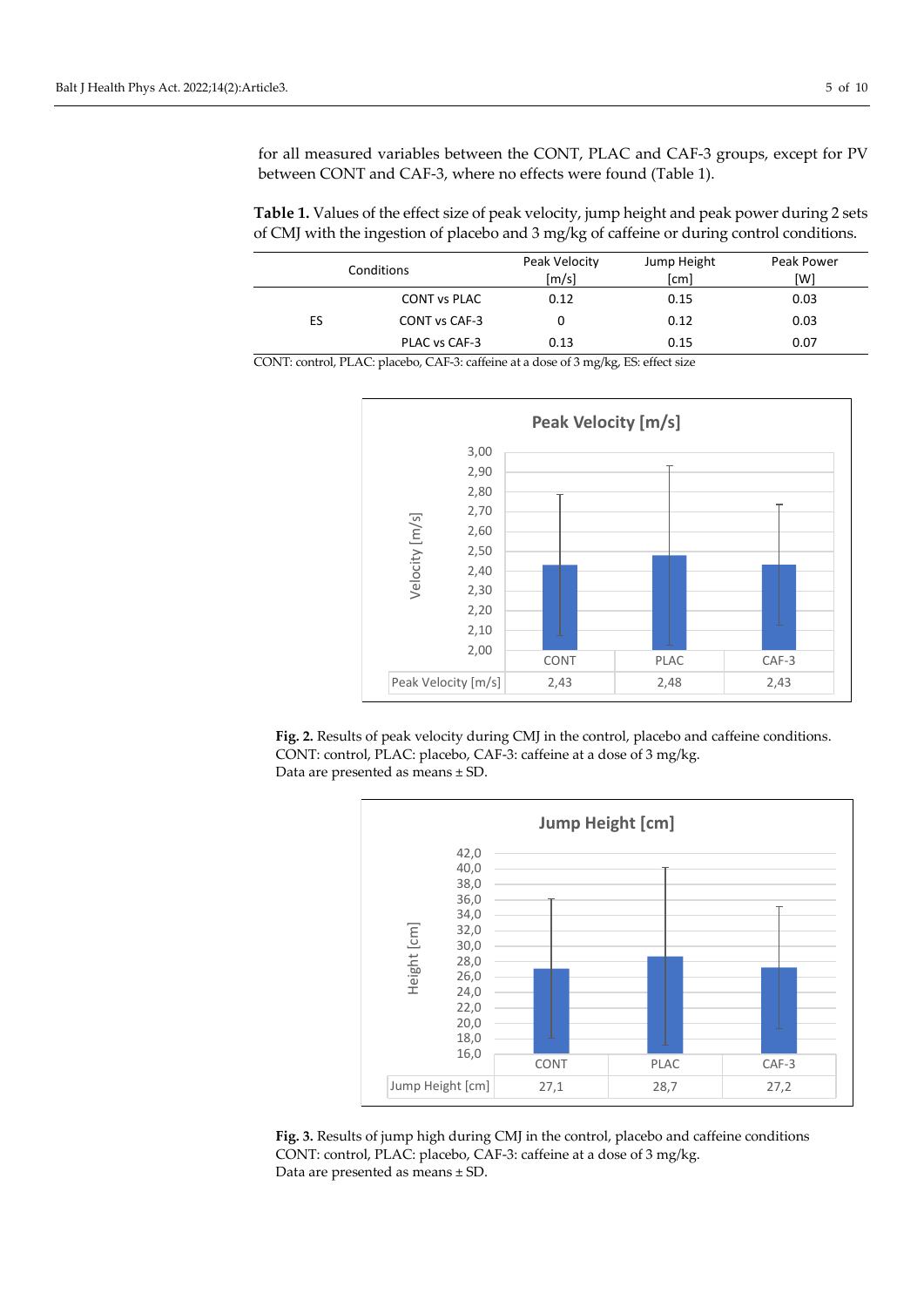for all measured variables between the CONT, PLAC and CAF-3 groups, except for PV between CONT and CAF-3, where no effects were found (Table 1).

**Table 1.** Values of the effect size of peak velocity, jump height and peak power during 2 sets of CMJ with the ingestion of placebo and 3 mg/kg of caffeine or during control conditions.

| Conditions | | Peak Velocity [m/s] | Jump Height [cm] | Peak Power [W] |
|---|---|---|---|---|
| ES | CONT vs PLAC | 0.12 | 0.15 | 0.03 |
| | CONT vs CAF-3 | 0 | 0.12 | 0.03 |
| | PLAC vs CAF-3 | 0.13 | 0.15 | 0.07 |

CONT: control, PLAC: placebo, CAF-3: caffeine at a dose of 3 mg/kg, ES: effect size

**Peak Velocity [m/s]**

| | CONT | PLAC | CAF-3 |
|---|---|---|---|
| Peak Velocity [m/s] | 2,43 | 2,48 | 2,43 |

**Fig. 2.** Results of peak velocity during CMJ in the control, placebo and caffeine conditions. CONT: control, PLAC: placebo, CAF-3: caffeine at a dose of 3 mg/kg.
Data are presented as means ± SD.

**Jump Height [cm]**

| | CONT | PLAC | CAF-3 |
|---|---|---|---|
| Jump Height [cm] | 27,1 | 28,7 | 27,2 |

**Fig. 3.** Results of jump high during CMJ in the control, placebo and caffeine conditions CONT: control, PLAC: placebo, CAF-3: caffeine at a dose of 3 mg/kg.
Data are presented as means ± SD.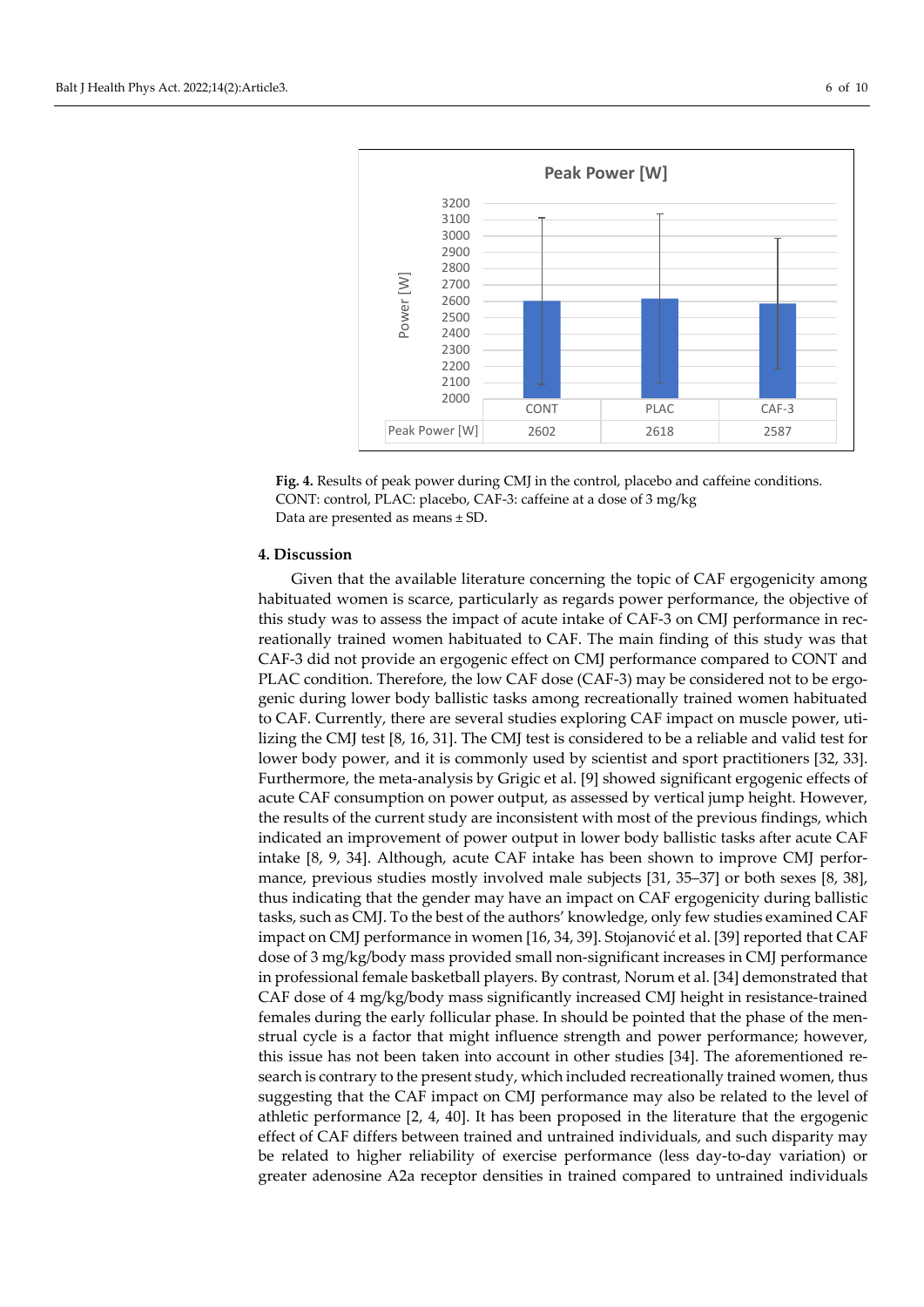| | CONT | PLAC | CAF-3 |
|---|---|---|---|
| Peak Power [W] | 2602 | 2618 | 2587 |

**Fig. 4.** Results of peak power during CMJ in the control, placebo and caffeine conditions.
CONT: control, PLAC: placebo, CAF-3: caffeine at a dose of 3 mg/kg
Data are presented as means ± SD.

## 4. Discussion

Given that the available literature concerning the topic of CAF ergogenicity among habituated women is scarce, particularly as regards power performance, the objective of this study was to assess the impact of acute intake of CAF-3 on CMJ performance in recreationally trained women habituated to CAF. The main finding of this study was that CAF-3 did not provide an ergogenic effect on CMJ performance compared to CONT and PLAC condition. Therefore, the low CAF dose (CAF-3) may be considered not to be ergogenic during lower body ballistic tasks among recreationally trained women habituated to CAF. Currently, there are several studies exploring CAF impact on muscle power, utilizing the CMJ test [8, 16, 31]. The CMJ test is considered to be a reliable and valid test for lower body power, and it is commonly used by scientist and sport practitioners [32, 33]. Furthermore, the meta-analysis by Grigic et al. [9] showed significant ergogenic effects of acute CAF consumption on power output, as assessed by vertical jump height. However, the results of the current study are inconsistent with most of the previous findings, which indicated an improvement of power output in lower body ballistic tasks after acute CAF intake [8, 9, 34]. Although, acute CAF intake has been shown to improve CMJ performance, previous studies mostly involved male subjects [31, 35–37] or both sexes [8, 38], thus indicating that the gender may have an impact on CAF ergogenicity during ballistic tasks, such as CMJ. To the best of the authors' knowledge, only few studies examined CAF impact on CMJ performance in women [16, 34, 39]. Stojanović et al. [39] reported that CAF dose of 3 mg/kg/body mass provided small non-significant increases in CMJ performance in professional female basketball players. By contrast, Norum et al. [34] demonstrated that CAF dose of 4 mg/kg/body mass significantly increased CMJ height in resistance-trained females during the early follicular phase. In should be pointed that the phase of the menstrual cycle is a factor that might influence strength and power performance; however, this issue has not been taken into account in other studies [34]. The aforementioned research is contrary to the present study, which included recreationally trained women, thus suggesting that the CAF impact on CMJ performance may also be related to the level of athletic performance [2, 4, 40]. It has been proposed in the literature that the ergogenic effect of CAF differs between trained and untrained individuals, and such disparity may be related to higher reliability of exercise performance (less day-to-day variation) or greater adenosine A2a receptor densities in trained compared to untrained individuals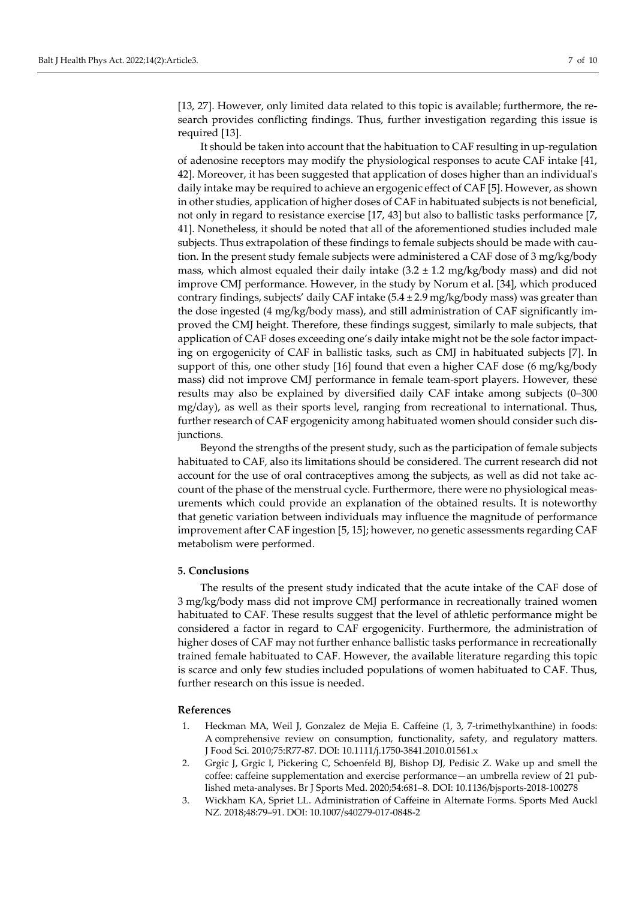[13, 27]. However, only limited data related to this topic is available; furthermore, the research provides conflicting findings. Thus, further investigation regarding this issue is required [13].

It should be taken into account that the habituation to CAF resulting in up-regulation of adenosine receptors may modify the physiological responses to acute CAF intake [41, 42]. Moreover, it has been suggested that application of doses higher than an individual's daily intake may be required to achieve an ergogenic effect of CAF [5]. However, as shown in other studies, application of higher doses of CAF in habituated subjects is not beneficial, not only in regard to resistance exercise [17, 43] but also to ballistic tasks performance [7, 41]. Nonetheless, it should be noted that all of the aforementioned studies included male subjects. Thus extrapolation of these findings to female subjects should be made with caution. In the present study female subjects were administered a CAF dose of 3 mg/kg/body mass, which almost equaled their daily intake (3.2 ± 1.2 mg/kg/body mass) and did not improve CMJ performance. However, in the study by Norum et al. [34], which produced contrary findings, subjects' daily CAF intake (5.4 ± 2.9 mg/kg/body mass) was greater than the dose ingested (4 mg/kg/body mass), and still administration of CAF significantly improved the CMJ height. Therefore, these findings suggest, similarly to male subjects, that application of CAF doses exceeding one's daily intake might not be the sole factor impacting on ergogenicity of CAF in ballistic tasks, such as CMJ in habituated subjects [7]. In support of this, one other study [16] found that even a higher CAF dose (6 mg/kg/body mass) did not improve CMJ performance in female team-sport players. However, these results may also be explained by diversified daily CAF intake among subjects (0–300 mg/day), as well as their sports level, ranging from recreational to international. Thus, further research of CAF ergogenicity among habituated women should consider such disjunctions.

Beyond the strengths of the present study, such as the participation of female subjects habituated to CAF, also its limitations should be considered. The current research did not account for the use of oral contraceptives among the subjects, as well as did not take account of the phase of the menstrual cycle. Furthermore, there were no physiological measurements which could provide an explanation of the obtained results. It is noteworthy that genetic variation between individuals may influence the magnitude of performance improvement after CAF ingestion [5, 15]; however, no genetic assessments regarding CAF metabolism were performed.

## 5. Conclusions

The results of the present study indicated that the acute intake of the CAF dose of 3 mg/kg/body mass did not improve CMJ performance in recreationally trained women habituated to CAF. These results suggest that the level of athletic performance might be considered a factor in regard to CAF ergogenicity. Furthermore, the administration of higher doses of CAF may not further enhance ballistic tasks performance in recreationally trained female habituated to CAF. However, the available literature regarding this topic is scarce and only few studies included populations of women habituated to CAF. Thus, further research on this issue is needed.

## References

1. Heckman MA, Weil J, Gonzalez de Mejia E. Caffeine (1, 3, 7-trimethylxanthine) in foods: A comprehensive review on consumption, functionality, safety, and regulatory matters. J Food Sci. 2010;75:R77-87. DOI: 10.1111/j.1750-3841.2010.01561.x
2. Grgic J, Grgic I, Pickering C, Schoenfeld BJ, Bishop DJ, Pedisic Z. Wake up and smell the coffee: caffeine supplementation and exercise performance—an umbrella review of 21 published meta-analyses. Br J Sports Med. 2020;54:681–8. DOI: 10.1136/bjsports-2018-100278
3. Wickham KA, Spriet LL. Administration of Caffeine in Alternate Forms. Sports Med Auckl NZ. 2018;48:79–91. DOI: 10.1007/s40279-017-0848-2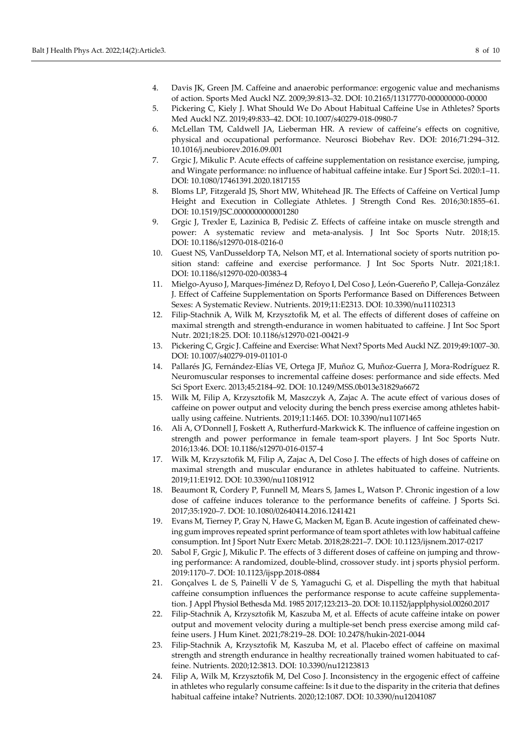4. Davis JK, Green JM. Caffeine and anaerobic performance: ergogenic value and mechanisms of action. Sports Med Auckl NZ. 2009;39:813–32. DOI: 10.2165/11317770-000000000-00000
5. Pickering C, Kiely J. What Should We Do About Habitual Caffeine Use in Athletes? Sports Med Auckl NZ. 2019;49:833–42. DOI: 10.1007/s40279-018-0980-7
6. McLellan TM, Caldwell JA, Lieberman HR. A review of caffeine's effects on cognitive, physical and occupational performance. Neurosci Biobehav Rev. DOI: 2016;71:294–312. 10.1016/j.neubiorev.2016.09.001
7. Grgic J, Mikulic P. Acute effects of caffeine supplementation on resistance exercise, jumping, and Wingate performance: no influence of habitual caffeine intake. Eur J Sport Sci. 2020:1–11. DOI: 10.1080/17461391.2020.1817155
8. Bloms LP, Fitzgerald JS, Short MW, Whitehead JR. The Effects of Caffeine on Vertical Jump Height and Execution in Collegiate Athletes. J Strength Cond Res. 2016;30:1855–61. DOI: 10.1519/JSC.0000000000001280
9. Grgic J, Trexler E, Lazinica B, Pedisic Z. Effects of caffeine intake on muscle strength and power: A systematic review and meta-analysis. J Int Soc Sports Nutr. 2018;15. DOI: 10.1186/s12970-018-0216-0
10. Guest NS, VanDusseldorp TA, Nelson MT, et al. International society of sports nutrition position stand: caffeine and exercise performance. J Int Soc Sports Nutr. 2021;18:1. DOI: 10.1186/s12970-020-00383-4
11. Mielgo-Ayuso J, Marques-Jiménez D, Refoyo I, Del Coso J, León-Guereño P, Calleja-González J. Effect of Caffeine Supplementation on Sports Performance Based on Differences Between Sexes: A Systematic Review. Nutrients. 2019;11:E2313. DOI: 10.3390/nu11102313
12. Filip-Stachnik A, Wilk M, Krzysztofik M, et al. The effects of different doses of caffeine on maximal strength and strength-endurance in women habituated to caffeine. J Int Soc Sport Nutr. 2021;18:25. DOI: 10.1186/s12970-021-00421-9
13. Pickering C, Grgic J. Caffeine and Exercise: What Next? Sports Med Auckl NZ. 2019;49:1007–30. DOI: 10.1007/s40279-019-01101-0
14. Pallarés JG, Fernández-Elías VE, Ortega JF, Muñoz G, Muñoz-Guerra J, Mora-Rodríguez R. Neuromuscular responses to incremental caffeine doses: performance and side effects. Med Sci Sport Exerc. 2013;45:2184–92. DOI: 10.1249/MSS.0b013e31829a6672
15. Wilk M, Filip A, Krzysztofik M, Maszczyk A, Zajac A. The acute effect of various doses of caffeine on power output and velocity during the bench press exercise among athletes habitually using caffeine. Nutrients. 2019;11:1465. DOI: 10.3390/nu11071465
16. Ali A, O'Donnell J, Foskett A, Rutherfurd-Markwick K. The influence of caffeine ingestion on strength and power performance in female team-sport players. J Int Soc Sports Nutr. 2016;13:46. DOI: 10.1186/s12970-016-0157-4
17. Wilk M, Krzysztofik M, Filip A, Zajac A, Del Coso J. The effects of high doses of caffeine on maximal strength and muscular endurance in athletes habituated to caffeine. Nutrients. 2019;11:E1912. DOI: 10.3390/nu11081912
18. Beaumont R, Cordery P, Funnell M, Mears S, James L, Watson P. Chronic ingestion of a low dose of caffeine induces tolerance to the performance benefits of caffeine. J Sports Sci. 2017;35:1920–7. DOI: 10.1080/02640414.2016.1241421
19. Evans M, Tierney P, Gray N, Hawe G, Macken M, Egan B. Acute ingestion of caffeinated chewing gum improves repeated sprint performance of team sport athletes with low habitual caffeine consumption. Int J Sport Nutr Exerc Metab. 2018;28:221–7. DOI: 10.1123/ijsnem.2017-0217
20. Sabol F, Grgic J, Mikulic P. The effects of 3 different doses of caffeine on jumping and throwing performance: A randomized, double-blind, crossover study. int j sports physiol perform. 2019:1170–7. DOI: 10.1123/ijspp.2018-0884
21. Gonçalves L de S, Painelli V de S, Yamaguchi G, et al. Dispelling the myth that habitual caffeine consumption influences the performance response to acute caffeine supplementation. J Appl Physiol Bethesda Md. 1985 2017;123:213–20. DOI: 10.1152/japplphysiol.00260.2017
22. Filip-Stachnik A, Krzysztofik M, Kaszuba M, et al. Effects of acute caffeine intake on power output and movement velocity during a multiple-set bench press exercise among mild caffeine users. J Hum Kinet. 2021;78:219–28. DOI: 10.2478/hukin-2021-0044
23. Filip-Stachnik A, Krzysztofik M, Kaszuba M, et al. Placebo effect of caffeine on maximal strength and strength endurance in healthy recreationally trained women habituated to caffeine. Nutrients. 2020;12:3813. DOI: 10.3390/nu12123813
24. Filip A, Wilk M, Krzysztofik M, Del Coso J. Inconsistency in the ergogenic effect of caffeine in athletes who regularly consume caffeine: Is it due to the disparity in the criteria that defines habitual caffeine intake? Nutrients. 2020;12:1087. DOI: 10.3390/nu12041087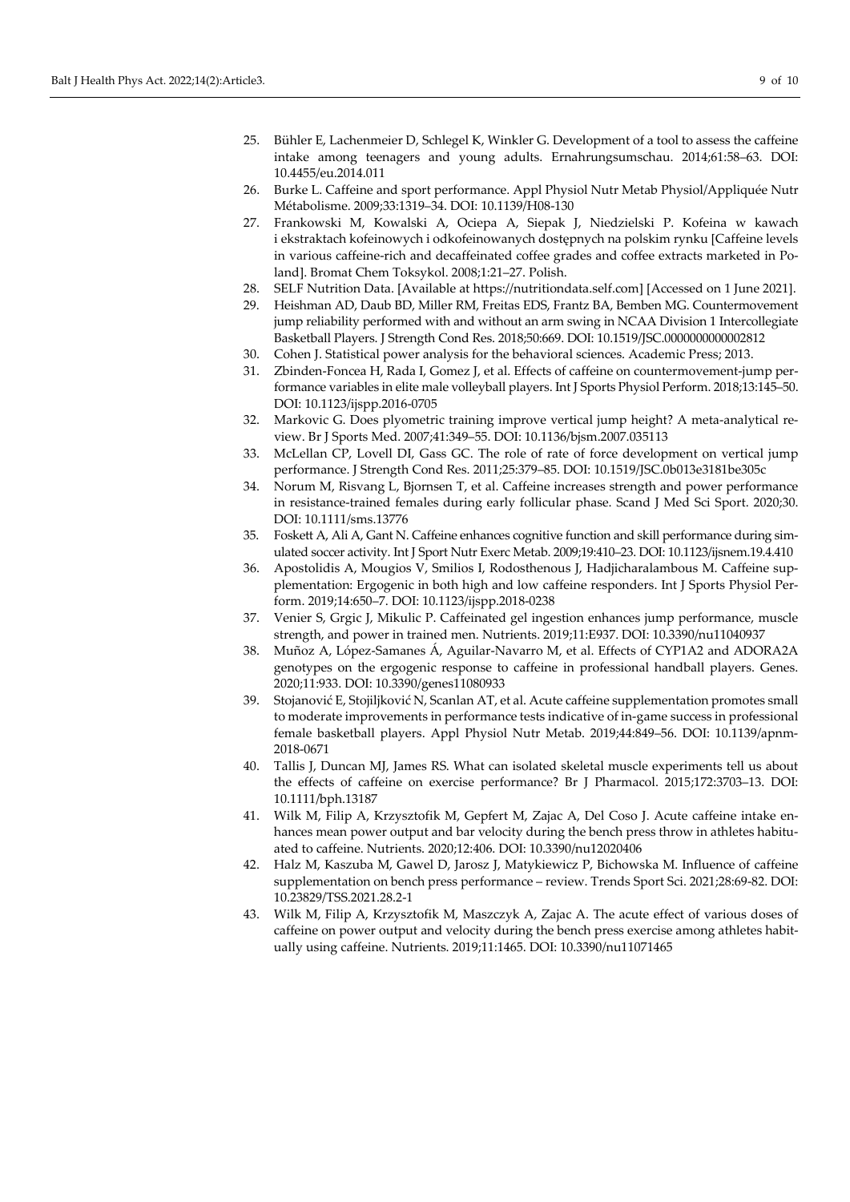25. Bühler E, Lachenmeier D, Schlegel K, Winkler G. Development of a tool to assess the caffeine intake among teenagers and young adults. Ernahrungsumschau. 2014;61:58–63. DOI: 10.4455/eu.2014.011
26. Burke L. Caffeine and sport performance. Appl Physiol Nutr Metab Physiol/Appliquée Nutr Métabolisme. 2009;33:1319–34. DOI: 10.1139/H08-130
27. Frankowski M, Kowalski A, Ociepa A, Siepak J, Niedzielski P. Kofeina w kawach i ekstraktach kofeinowych i odkofeinowanych dostępnych na polskim rynku [Caffeine levels in various caffeine-rich and decaffeinated coffee grades and coffee extracts marketed in Poland]. Bromat Chem Toksykol. 2008;1:21–27. Polish.
28. SELF Nutrition Data. [Available at https://nutritiondata.self.com] [Accessed on 1 June 2021].
29. Heishman AD, Daub BD, Miller RM, Freitas EDS, Frantz BA, Bemben MG. Countermovement jump reliability performed with and without an arm swing in NCAA Division 1 Intercollegiate Basketball Players. J Strength Cond Res. 2018;50:669. DOI: 10.1519/JSC.0000000000002812
30. Cohen J. Statistical power analysis for the behavioral sciences. Academic Press; 2013.
31. Zbinden-Foncea H, Rada I, Gomez J, et al. Effects of caffeine on countermovement-jump performance variables in elite male volleyball players. Int J Sports Physiol Perform. 2018;13:145–50. DOI: 10.1123/ijspp.2016-0705
32. Markovic G. Does plyometric training improve vertical jump height? A meta-analytical review. Br J Sports Med. 2007;41:349–55. DOI: 10.1136/bjsm.2007.035113
33. McLellan CP, Lovell DI, Gass GC. The role of rate of force development on vertical jump performance. J Strength Cond Res. 2011;25:379–85. DOI: 10.1519/JSC.0b013e3181be305c
34. Norum M, Risvang L, Bjornsen T, et al. Caffeine increases strength and power performance in resistance-trained females during early follicular phase. Scand J Med Sci Sport. 2020;30. DOI: 10.1111/sms.13776
35. Foskett A, Ali A, Gant N. Caffeine enhances cognitive function and skill performance during simulated soccer activity. Int J Sport Nutr Exerc Metab. 2009;19:410–23. DOI: 10.1123/ijsnem.19.4.410
36. Apostolidis A, Mougios V, Smilios I, Rodosthenous J, Hadjicharalambous M. Caffeine supplementation: Ergogenic in both high and low caffeine responders. Int J Sports Physiol Perform. 2019;14:650–7. DOI: 10.1123/ijspp.2018-0238
37. Venier S, Grgic J, Mikulic P. Caffeinated gel ingestion enhances jump performance, muscle strength, and power in trained men. Nutrients. 2019;11:E937. DOI: 10.3390/nu11040937
38. Muñoz A, López-Samanes Á, Aguilar-Navarro M, et al. Effects of CYP1A2 and ADORA2A genotypes on the ergogenic response to caffeine in professional handball players. Genes. 2020;11:933. DOI: 10.3390/genes11080933
39. Stojanović E, Stojiljković N, Scanlan AT, et al. Acute caffeine supplementation promotes small to moderate improvements in performance tests indicative of in-game success in professional female basketball players. Appl Physiol Nutr Metab. 2019;44:849–56. DOI: 10.1139/apnm-2018-0671
40. Tallis J, Duncan MJ, James RS. What can isolated skeletal muscle experiments tell us about the effects of caffeine on exercise performance? Br J Pharmacol. 2015;172:3703–13. DOI: 10.1111/bph.13187
41. Wilk M, Filip A, Krzysztofik M, Gepfert M, Zajac A, Del Coso J. Acute caffeine intake enhances mean power output and bar velocity during the bench press throw in athletes habituated to caffeine. Nutrients. 2020;12:406. DOI: 10.3390/nu12020406
42. Halz M, Kaszuba M, Gawel D, Jarosz J, Matykiewicz P, Bichowska M. Influence of caffeine supplementation on bench press performance – review. Trends Sport Sci. 2021;28:69-82. DOI: 10.23829/TSS.2021.28.2-1
43. Wilk M, Filip A, Krzysztofik M, Maszczyk A, Zajac A. The acute effect of various doses of caffeine on power output and velocity during the bench press exercise among athletes habitually using caffeine. Nutrients. 2019;11:1465. DOI: 10.3390/nu11071465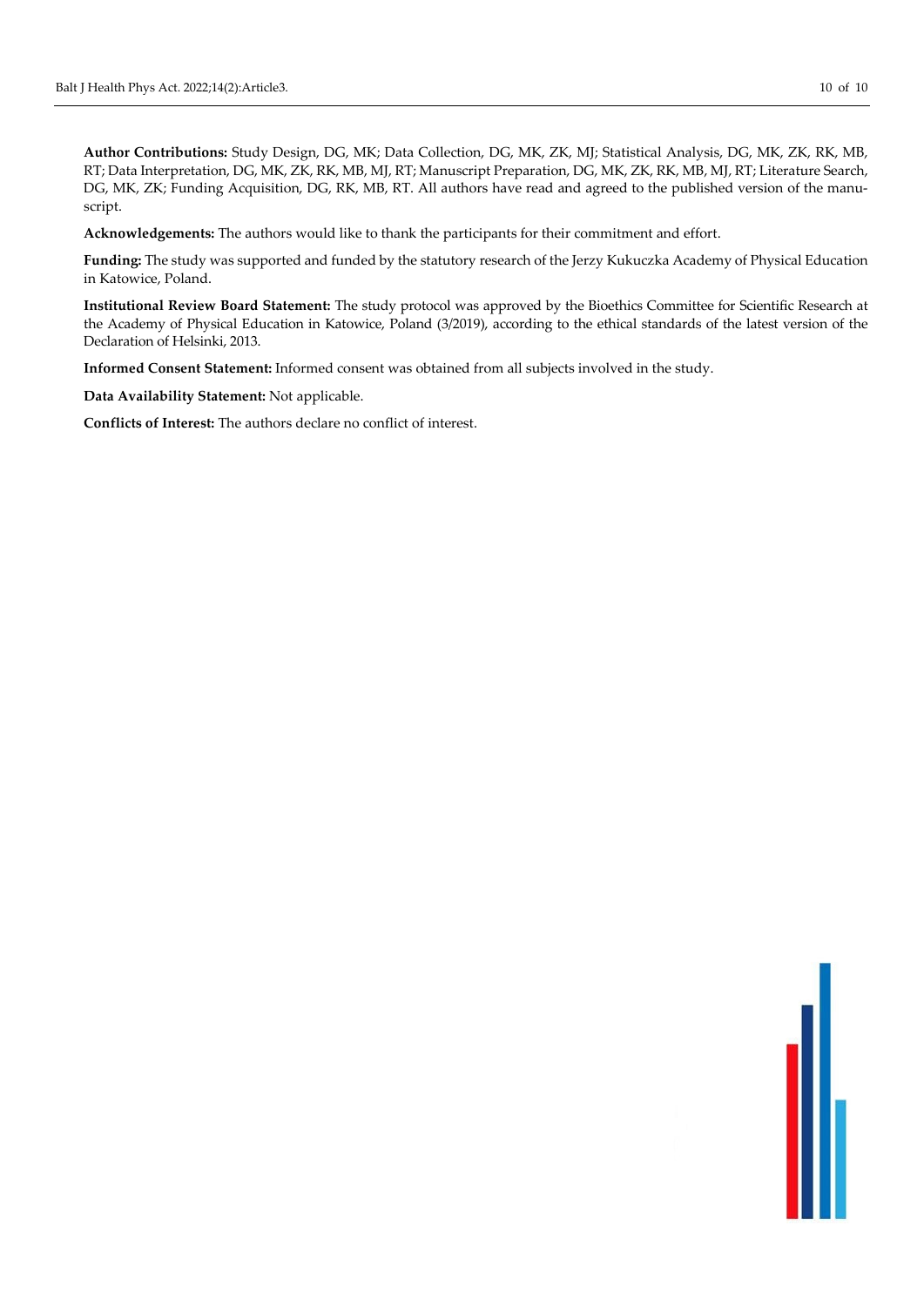**Author Contributions:** Study Design, DG, MK; Data Collection, DG, MK, ZK, MJ; Statistical Analysis, DG, MK, ZK, RK, MB, RT; Data Interpretation, DG, MK, ZK, RK, MB, MJ, RT; Manuscript Preparation, DG, MK, ZK, RK, MB, MJ, RT; Literature Search, DG, MK, ZK; Funding Acquisition, DG, RK, MB, RT. All authors have read and agreed to the published version of the manuscript.

**Acknowledgements:** The authors would like to thank the participants for their commitment and effort.

**Funding:** The study was supported and funded by the statutory research of the Jerzy Kukuczka Academy of Physical Education in Katowice, Poland.

**Institutional Review Board Statement:** The study protocol was approved by the Bioethics Committee for Scientific Research at the Academy of Physical Education in Katowice, Poland (3/2019), according to the ethical standards of the latest version of the Declaration of Helsinki, 2013.

**Informed Consent Statement:** Informed consent was obtained from all subjects involved in the study.

**Data Availability Statement:** Not applicable.

**Conflicts of Interest:** The authors declare no conflict of interest.